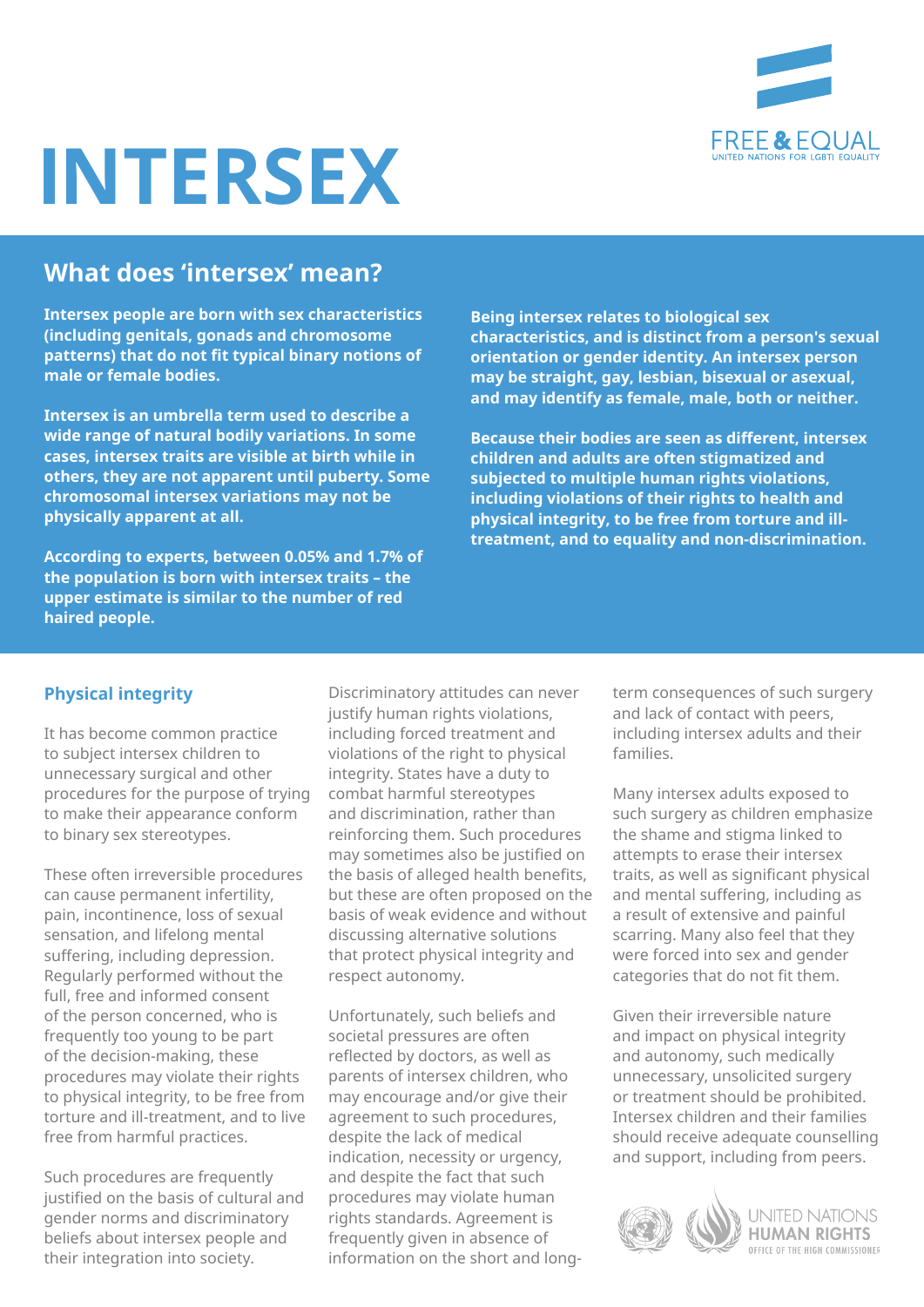# INTERSEX

FREE & EQUAL
UNITED NATIONS FOR LGBTI EQUALITY

## What does 'intersex' mean?

**Intersex people are born with sex characteristics (including genitals, gonads and chromosome patterns) that do not fit typical binary notions of male or female bodies.**

**Intersex is an umbrella term used to describe a wide range of natural bodily variations. In some cases, intersex traits are visible at birth while in others, they are not apparent until puberty. Some chromosomal intersex variations may not be physically apparent at all.**

**According to experts, between 0.05% and 1.7% of the population is born with intersex traits – the upper estimate is similar to the number of red haired people.**

**Being intersex relates to biological sex characteristics, and is distinct from a person's sexual orientation or gender identity. An intersex person may be straight, gay, lesbian, bisexual or asexual, and may identify as female, male, both or neither.**

**Because their bodies are seen as different, intersex children and adults are often stigmatized and subjected to multiple human rights violations, including violations of their rights to health and physical integrity, to be free from torture and ill-treatment, and to equality and non-discrimination.**

### Physical integrity

It has become common practice to subject intersex children to unnecessary surgical and other procedures for the purpose of trying to make their appearance conform to binary sex stereotypes.

These often irreversible procedures can cause permanent infertility, pain, incontinence, loss of sexual sensation, and lifelong mental suffering, including depression. Regularly performed without the full, free and informed consent of the person concerned, who is frequently too young to be part of the decision-making, these procedures may violate their rights to physical integrity, to be free from torture and ill-treatment, and to live free from harmful practices.

Such procedures are frequently justified on the basis of cultural and gender norms and discriminatory beliefs about intersex people and their integration into society. Discriminatory attitudes can never justify human rights violations, including forced treatment and violations of the right to physical integrity. States have a duty to combat harmful stereotypes and discrimination, rather than reinforcing them. Such procedures may sometimes also be justified on the basis of alleged health benefits, but these are often proposed on the basis of weak evidence and without discussing alternative solutions that protect physical integrity and respect autonomy.

Unfortunately, such beliefs and societal pressures are often reflected by doctors, as well as parents of intersex children, who may encourage and/or give their agreement to such procedures, despite the lack of medical indication, necessity or urgency, and despite the fact that such procedures may violate human rights standards. Agreement is frequently given in absence of information on the short and long-term consequences of such surgery and lack of contact with peers, including intersex adults and their families.

Many intersex adults exposed to such surgery as children emphasize the shame and stigma linked to attempts to erase their intersex traits, as well as significant physical and mental suffering, including as a result of extensive and painful scarring. Many also feel that they were forced into sex and gender categories that do not fit them.

Given their irreversible nature and impact on physical integrity and autonomy, such medically unnecessary, unsolicited surgery or treatment should be prohibited. Intersex children and their families should receive adequate counselling and support, including from peers.

UNITED NATIONS HUMAN RIGHTS
OFFICE OF THE HIGH COMMISSIONER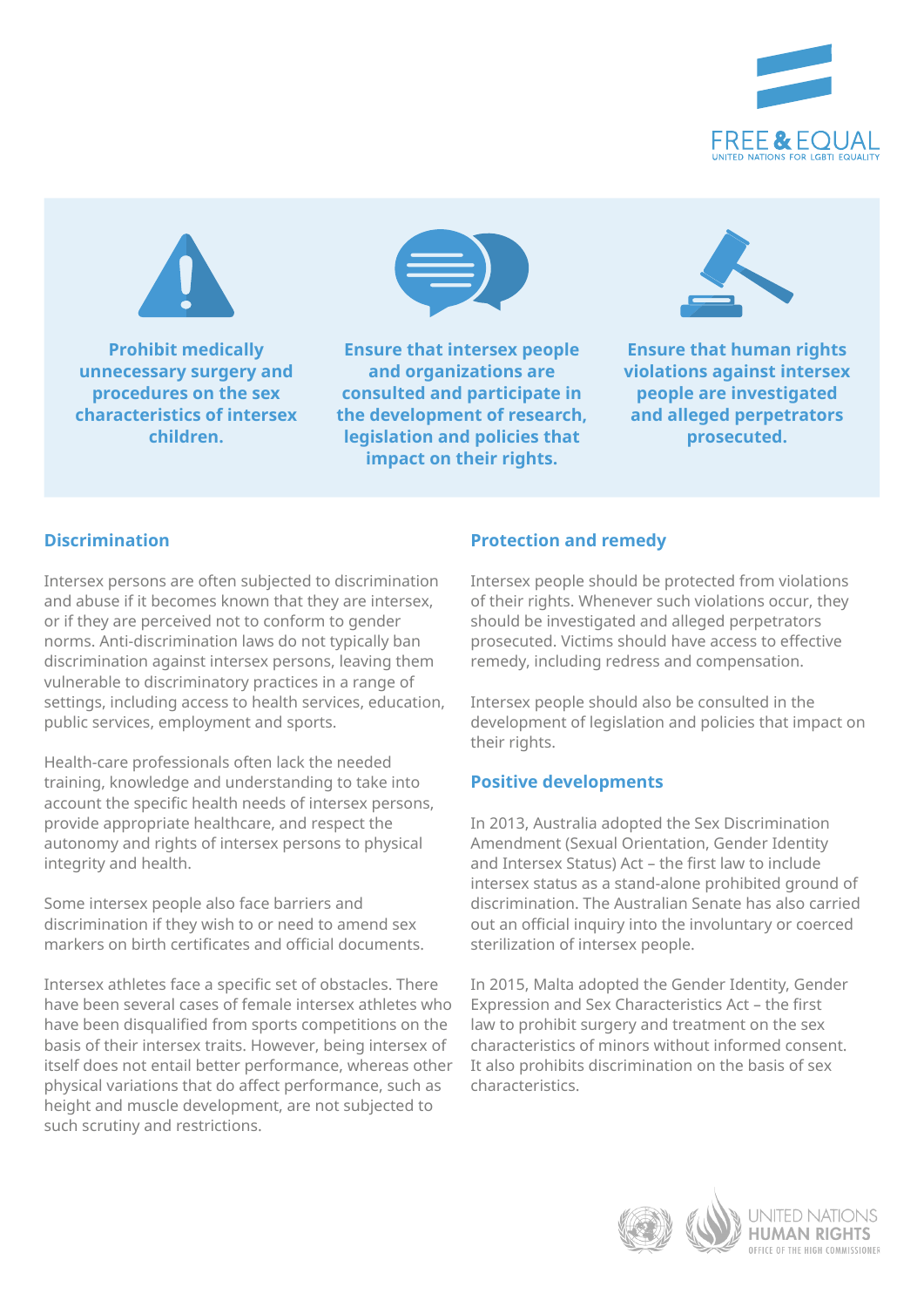**Prohibit medically unnecessary surgery and procedures on the sex characteristics of intersex children.**

**Ensure that intersex people and organizations are consulted and participate in the development of research, legislation and policies that impact on their rights.**

**Ensure that human rights violations against intersex people are investigated and alleged perpetrators prosecuted.**

## Discrimination

Intersex persons are often subjected to discrimination and abuse if it becomes known that they are intersex, or if they are perceived not to conform to gender norms. Anti-discrimination laws do not typically ban discrimination against intersex persons, leaving them vulnerable to discriminatory practices in a range of settings, including access to health services, education, public services, employment and sports.

Health-care professionals often lack the needed training, knowledge and understanding to take into account the specific health needs of intersex persons, provide appropriate healthcare, and respect the autonomy and rights of intersex persons to physical integrity and health.

Some intersex people also face barriers and discrimination if they wish to or need to amend sex markers on birth certificates and official documents.

Intersex athletes face a specific set of obstacles. There have been several cases of female intersex athletes who have been disqualified from sports competitions on the basis of their intersex traits. However, being intersex of itself does not entail better performance, whereas other physical variations that do affect performance, such as height and muscle development, are not subjected to such scrutiny and restrictions.

## Protection and remedy

Intersex people should be protected from violations of their rights. Whenever such violations occur, they should be investigated and alleged perpetrators prosecuted. Victims should have access to effective remedy, including redress and compensation.

Intersex people should also be consulted in the development of legislation and policies that impact on their rights.

## Positive developments

In 2013, Australia adopted the Sex Discrimination Amendment (Sexual Orientation, Gender Identity and Intersex Status) Act – the first law to include intersex status as a stand-alone prohibited ground of discrimination. The Australian Senate has also carried out an official inquiry into the involuntary or coerced sterilization of intersex people.

In 2015, Malta adopted the Gender Identity, Gender Expression and Sex Characteristics Act – the first law to prohibit surgery and treatment on the sex characteristics of minors without informed consent. It also prohibits discrimination on the basis of sex characteristics.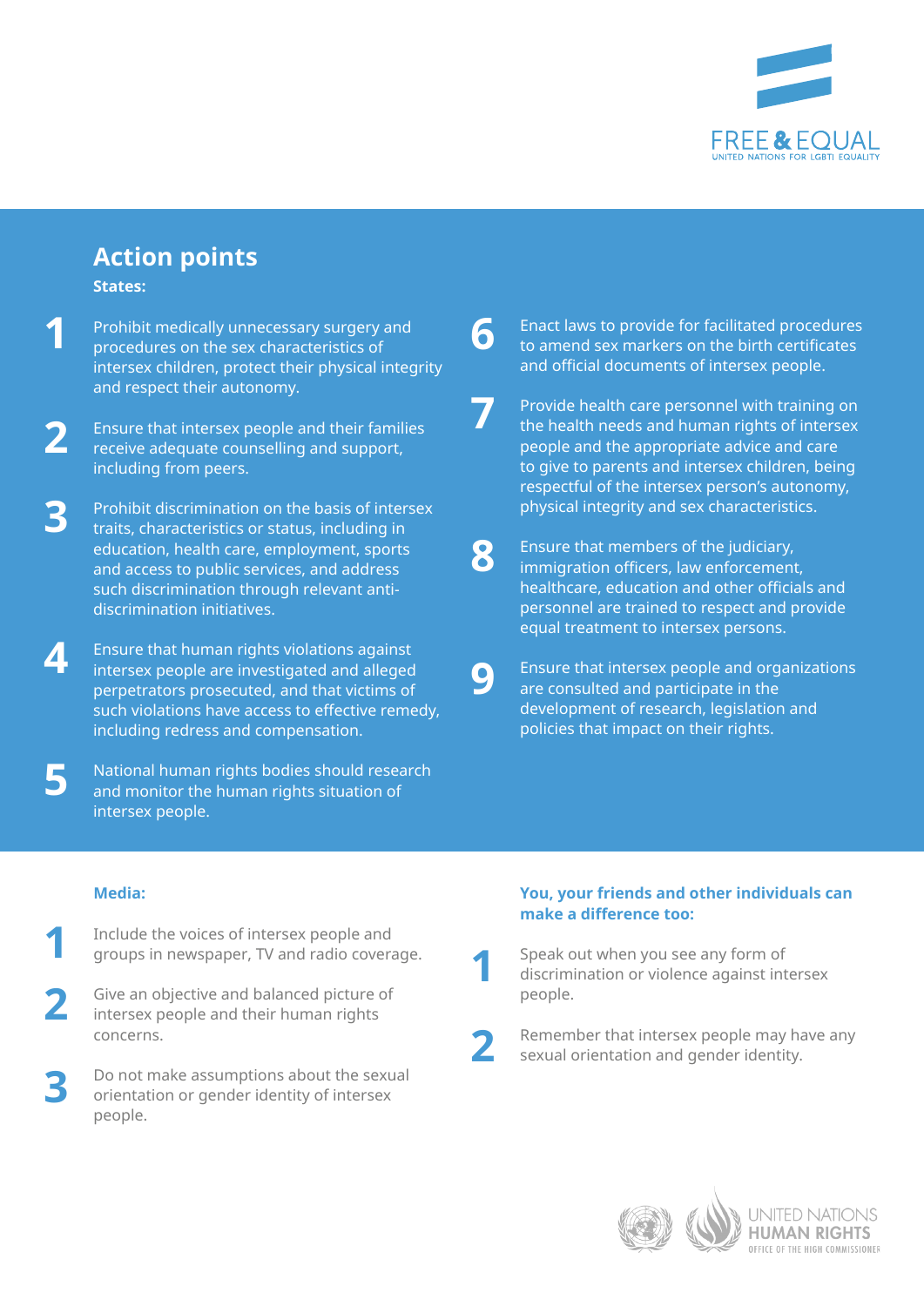## Action points

**States:**

1. Prohibit medically unnecessary surgery and procedures on the sex characteristics of intersex children, protect their physical integrity and respect their autonomy.
2. Ensure that intersex people and their families receive adequate counselling and support, including from peers.
3. Prohibit discrimination on the basis of intersex traits, characteristics or status, including in education, health care, employment, sports and access to public services, and address such discrimination through relevant anti-discrimination initiatives.
4. Ensure that human rights violations against intersex people are investigated and alleged perpetrators prosecuted, and that victims of such violations have access to effective remedy, including redress and compensation.
5. National human rights bodies should research and monitor the human rights situation of intersex people.
6. Enact laws to provide for facilitated procedures to amend sex markers on the birth certificates and official documents of intersex people.
7. Provide health care personnel with training on the health needs and human rights of intersex people and the appropriate advice and care to give to parents and intersex children, being respectful of the intersex person's autonomy, physical integrity and sex characteristics.
8. Ensure that members of the judiciary, immigration officers, law enforcement, healthcare, education and other officials and personnel are trained to respect and provide equal treatment to intersex persons.
9. Ensure that intersex people and organizations are consulted and participate in the development of research, legislation and policies that impact on their rights.

**Media:**

1. Include the voices of intersex people and groups in newspaper, TV and radio coverage.
2. Give an objective and balanced picture of intersex people and their human rights concerns.
3. Do not make assumptions about the sexual orientation or gender identity of intersex people.

**You, your friends and other individuals can make a difference too:**

1. Speak out when you see any form of discrimination or violence against intersex people.
2. Remember that intersex people may have any sexual orientation and gender identity.